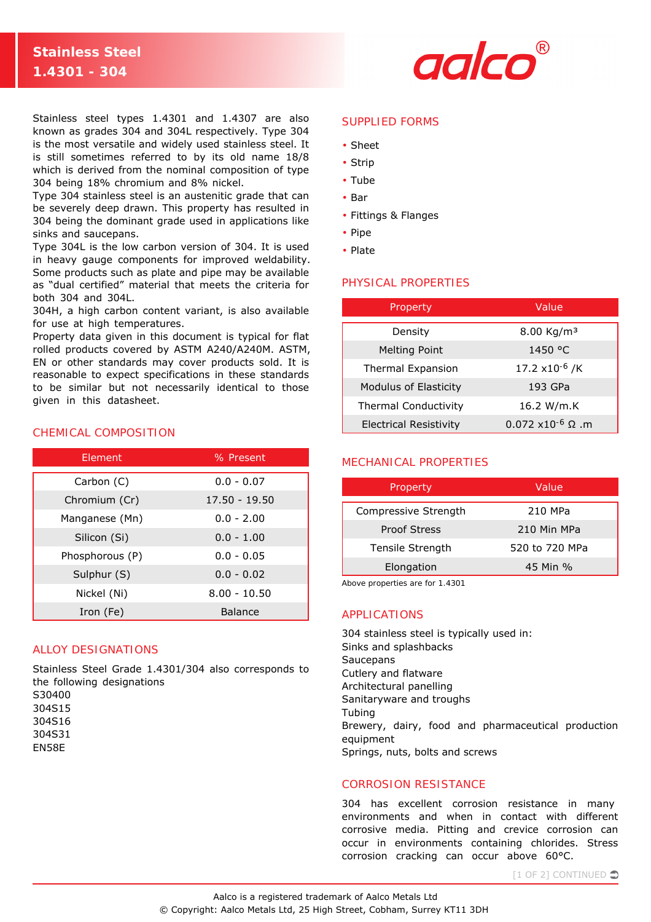# Stainless Steel 1.4301 - 304

Stainless steel types 1.4301 and 1.4307 are also known as grades 304 and 304L respectively. Type 304 is the most versatile and widely used stainless steel. It is still sometimes referred to by its old name 18/8 which is derived from the nominal composition of type 304 being 18% chromium and 8% nickel.
Type 304 stainless steel is an austenitic grade that can be severely deep drawn. This property has resulted in 304 being the dominant grade used in applications like sinks and saucepans.
Type 304L is the low carbon version of 304. It is used in heavy gauge components for improved weldability. Some products such as plate and pipe may be available as "dual certified" material that meets the criteria for both 304 and 304L.
304H, a high carbon content variant, is also available for use at high temperatures.
Property data given in this document is typical for flat rolled products covered by ASTM A240/A240M. ASTM, EN or other standards may cover products sold. It is reasonable to expect specifications in these standards to be similar but not necessarily identical to those given in this datasheet.

## CHEMICAL COMPOSITION

| Element | % Present |
|---|---|
| Carbon (C) | 0.0 - 0.07 |
| Chromium (Cr) | 17.50 - 19.50 |
| Manganese (Mn) | 0.0 - 2.00 |
| Silicon (Si) | 0.0 - 1.00 |
| Phosphorous (P) | 0.0 - 0.05 |
| Sulphur (S) | 0.0 - 0.02 |
| Nickel (Ni) | 8.00 - 10.50 |
| Iron (Fe) | Balance |

## ALLOY DESIGNATIONS

Stainless Steel Grade 1.4301/304 also corresponds to the following designations
S30400
304S15
304S16
304S31
EN58E

## SUPPLIED FORMS

- Sheet
- Strip
- Tube
- Bar
- Fittings & Flanges
- Pipe
- Plate

## PHYSICAL PROPERTIES

| Property | Value |
|---|---|
| Density | 8.00 Kg/m³ |
| Melting Point | 1450 °C |
| Thermal Expansion | 17.2 $\times 10^{-6}$ /K |
| Modulus of Elasticity | 193 GPa |
| Thermal Conductivity | 16.2 W/m.K |
| Electrical Resistivity | 0.072 $\times 10^{-6}$ Ω .m |

## MECHANICAL PROPERTIES

| Property | Value |
|---|---|
| Compressive Strength | 210 MPa |
| Proof Stress | 210 Min MPa |
| Tensile Strength | 520 to 720 MPa |
| Elongation | 45 Min % |

Above properties are for 1.4301

## APPLICATIONS

304 stainless steel is typically used in:
Sinks and splashbacks
Saucepans
Cutlery and flatware
Architectural panelling
Sanitaryware and troughs
Tubing
Brewery, dairy, food and pharmaceutical production equipment
Springs, nuts, bolts and screws

## CORROSION RESISTANCE

304 has excellent corrosion resistance in many environments and when in contact with different corrosive media. Pitting and crevice corrosion can occur in environments containing chlorides. Stress corrosion cracking can occur above 60°C.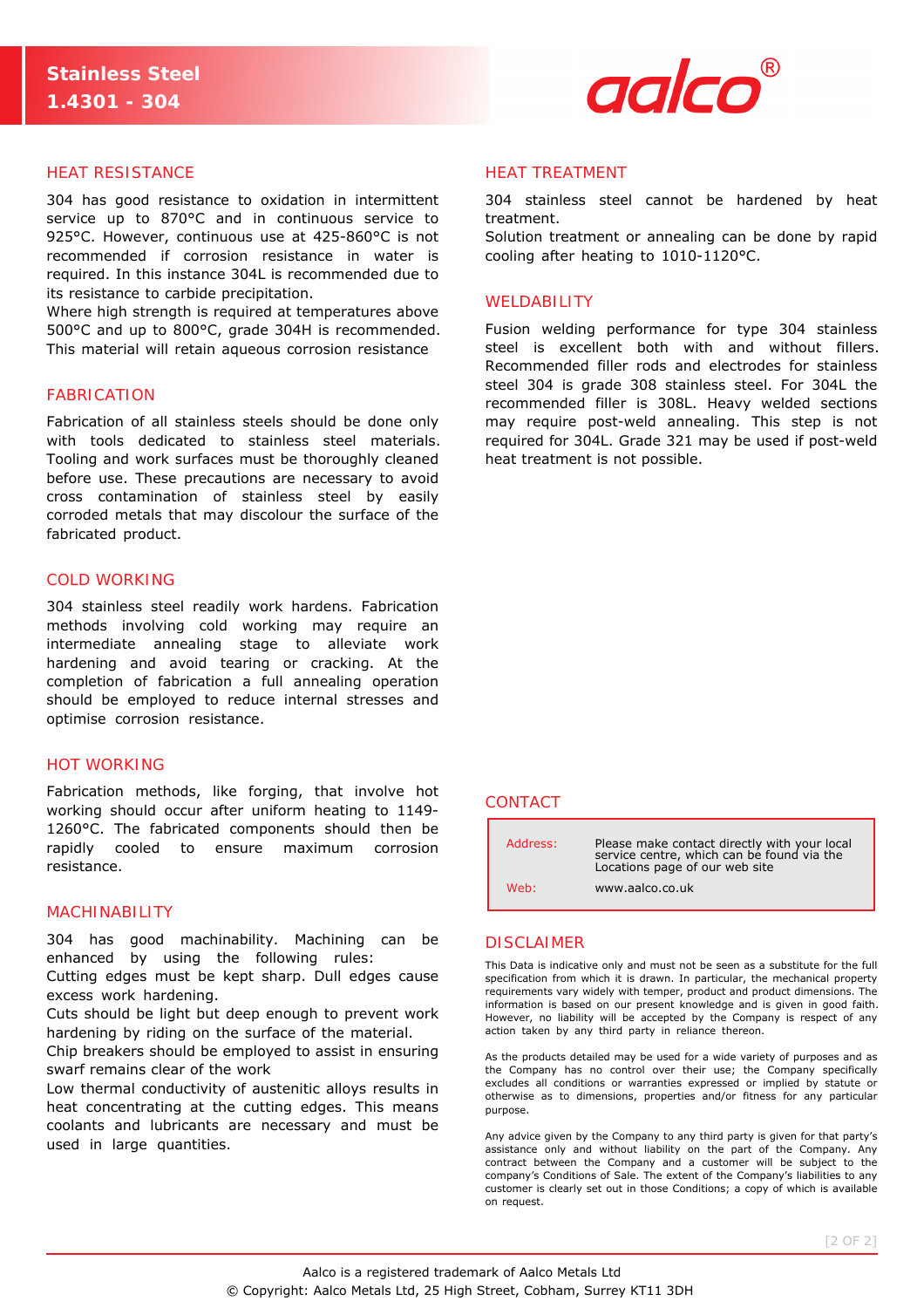# Stainless Steel 1.4301 - 304

## HEAT RESISTANCE

304 has good resistance to oxidation in intermittent service up to 870°C and in continuous service to 925°C. However, continuous use at 425-860°C is not recommended if corrosion resistance in water is required. In this instance 304L is recommended due to its resistance to carbide precipitation.
Where high strength is required at temperatures above 500°C and up to 800°C, grade 304H is recommended. This material will retain aqueous corrosion resistance

## FABRICATION

Fabrication of all stainless steels should be done only with tools dedicated to stainless steel materials. Tooling and work surfaces must be thoroughly cleaned before use. These precautions are necessary to avoid cross contamination of stainless steel by easily corroded metals that may discolour the surface of the fabricated product.

## COLD WORKING

304 stainless steel readily work hardens. Fabrication methods involving cold working may require an intermediate annealing stage to alleviate work hardening and avoid tearing or cracking. At the completion of fabrication a full annealing operation should be employed to reduce internal stresses and optimise corrosion resistance.

## HOT WORKING

Fabrication methods, like forging, that involve hot working should occur after uniform heating to 1149-1260°C. The fabricated components should then be rapidly cooled to ensure maximum corrosion resistance.

## MACHINABILITY

304 has good machinability. Machining can be enhanced by using the following rules:
Cutting edges must be kept sharp. Dull edges cause excess work hardening.
Cuts should be light but deep enough to prevent work hardening by riding on the surface of the material.
Chip breakers should be employed to assist in ensuring swarf remains clear of the work
Low thermal conductivity of austenitic alloys results in heat concentrating at the cutting edges. This means coolants and lubricants are necessary and must be used in large quantities.

## HEAT TREATMENT

304 stainless steel cannot be hardened by heat treatment.
Solution treatment or annealing can be done by rapid cooling after heating to 1010-1120°C.

## WELDABILITY

Fusion welding performance for type 304 stainless steel is excellent both with and without fillers. Recommended filler rods and electrodes for stainless steel 304 is grade 308 stainless steel. For 304L the recommended filler is 308L. Heavy welded sections may require post-weld annealing. This step is not required for 304L. Grade 321 may be used if post-weld heat treatment is not possible.

## CONTACT

| | |
|---|---|
| Address: | Please make contact directly with your local service centre, which can be found via the Locations page of our web site |
| Web: | www.aalco.co.uk |

## DISCLAIMER

This Data is indicative only and must not be seen as a substitute for the full specification from which it is drawn. In particular, the mechanical property requirements vary widely with temper, product and product dimensions. The information is based on our present knowledge and is given in good faith. However, no liability will be accepted by the Company is respect of any action taken by any third party in reliance thereon.

As the products detailed may be used for a wide variety of purposes and as the Company has no control over their use; the Company specifically excludes all conditions or warranties expressed or implied by statute or otherwise as to dimensions, properties and/or fitness for any particular purpose.

Any advice given by the Company to any third party is given for that party's assistance only and without liability on the part of the Company. Any contract between the Company and a customer will be subject to the company's Conditions of Sale. The extent of the Company's liabilities to any customer is clearly set out in those Conditions; a copy of which is available on request.

Aalco is a registered trademark of Aalco Metals Ltd
© Copyright: Aalco Metals Ltd, 25 High Street, Cobham, Surrey KT11 3DH